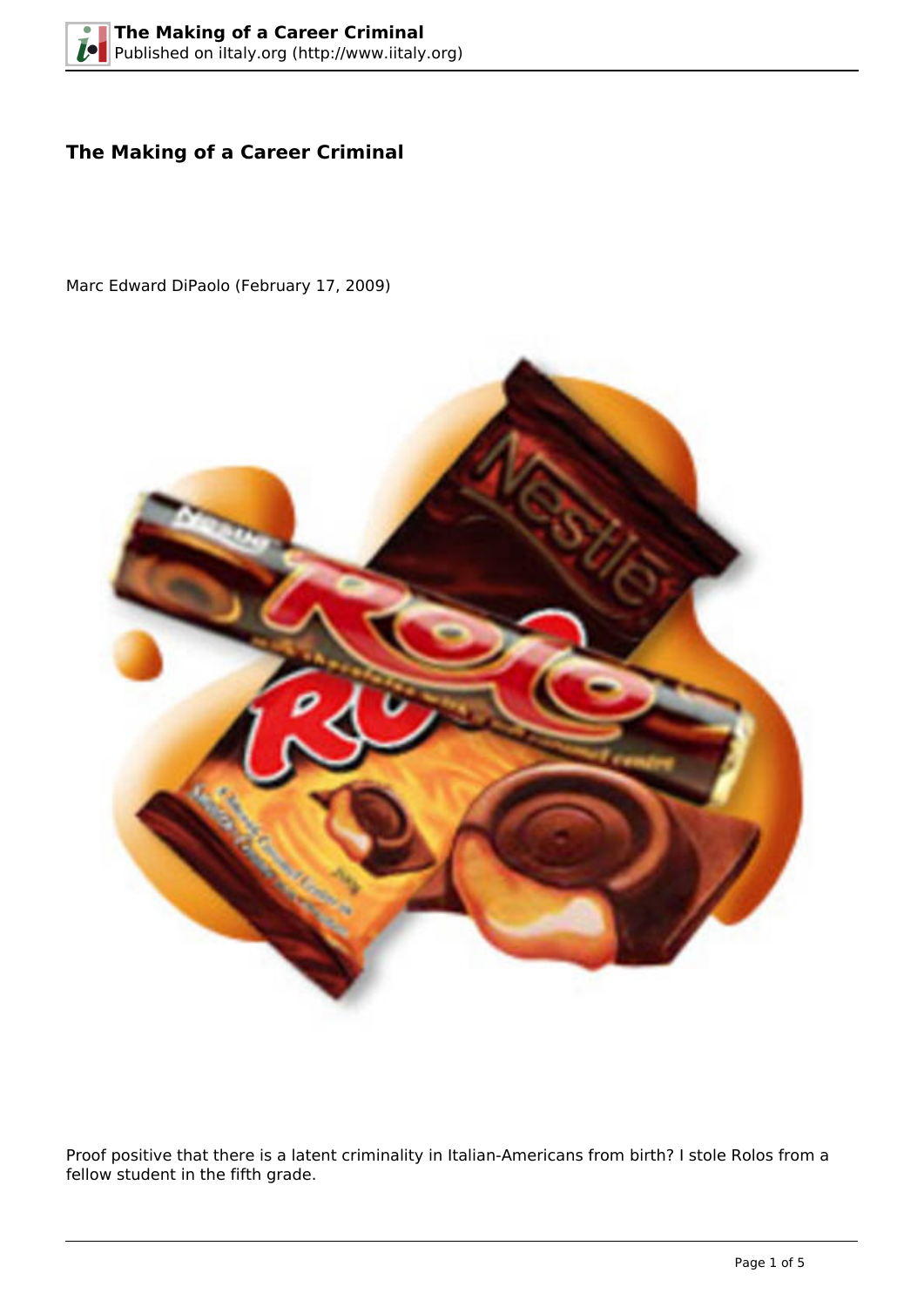# The Making of a Career Criminal

Marc Edward DiPaolo (February 17, 2009)

Proof positive that there is a latent criminality in Italian-Americans from birth? I stole Rolos from a fellow student in the fifth grade.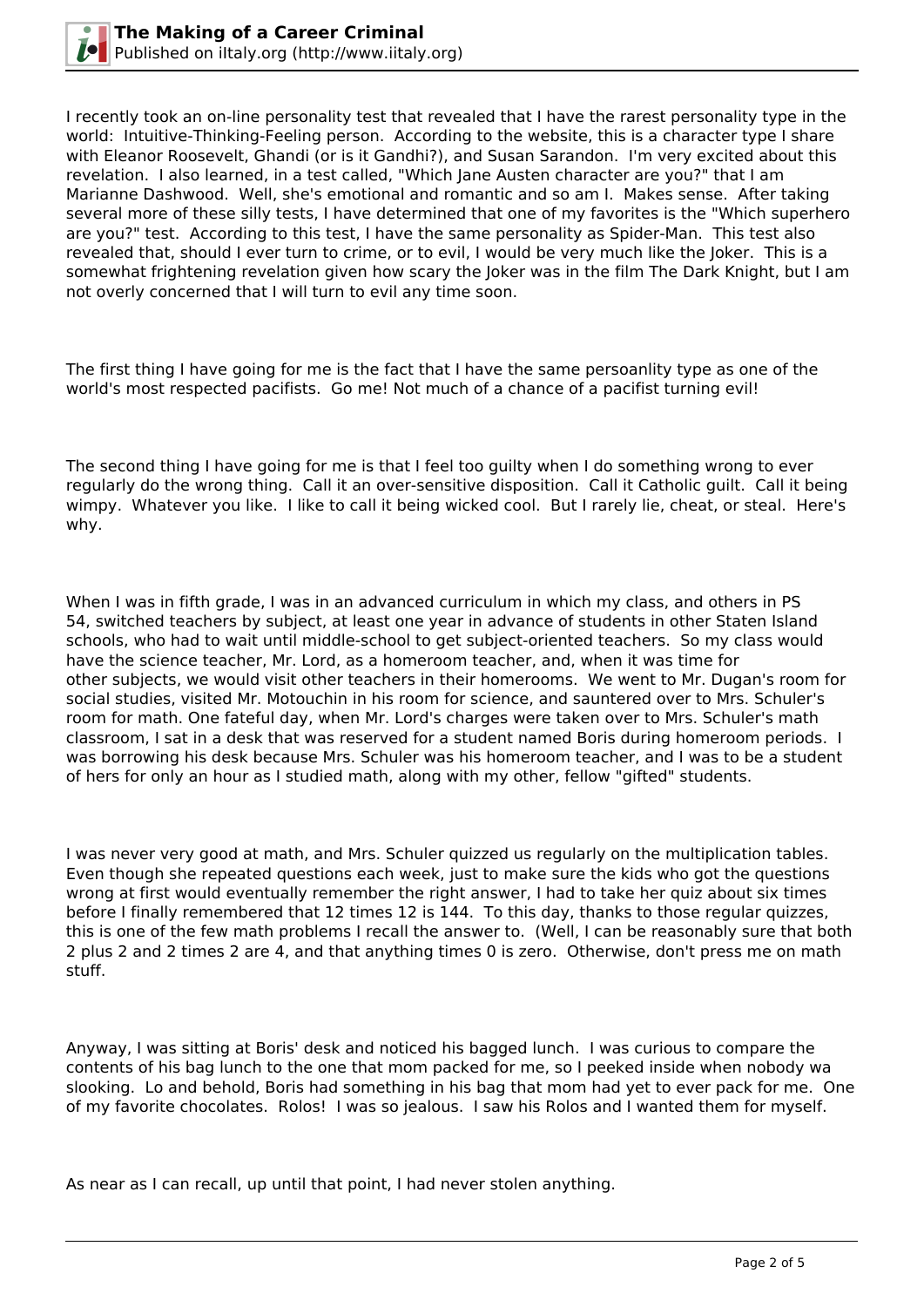I recently took an on-line personality test that revealed that I have the rarest personality type in the world: Intuitive-Thinking-Feeling person. According to the website, this is a character type I share with Eleanor Roosevelt, Ghandi (or is it Gandhi?), and Susan Sarandon. I'm very excited about this revelation. I also learned, in a test called, "Which Jane Austen character are you?" that I am Marianne Dashwood. Well, she's emotional and romantic and so am I. Makes sense. After taking several more of these silly tests, I have determined that one of my favorites is the "Which superhero are you?" test. According to this test, I have the same personality as Spider-Man. This test also revealed that, should I ever turn to crime, or to evil, I would be very much like the Joker. This is a somewhat frightening revelation given how scary the Joker was in the film The Dark Knight, but I am not overly concerned that I will turn to evil any time soon.

The first thing I have going for me is the fact that I have the same persoanlity type as one of the world's most respected pacifists. Go me! Not much of a chance of a pacifist turning evil!

The second thing I have going for me is that I feel too guilty when I do something wrong to ever regularly do the wrong thing. Call it an over-sensitive disposition. Call it Catholic guilt. Call it being wimpy. Whatever you like. I like to call it being wicked cool. But I rarely lie, cheat, or steal. Here's why.

When I was in fifth grade, I was in an advanced curriculum in which my class, and others in PS 54, switched teachers by subject, at least one year in advance of students in other Staten Island schools, who had to wait until middle-school to get subject-oriented teachers. So my class would have the science teacher, Mr. Lord, as a homeroom teacher, and, when it was time for other subjects, we would visit other teachers in their homerooms. We went to Mr. Dugan's room for social studies, visited Mr. Motouchin in his room for science, and sauntered over to Mrs. Schuler's room for math. One fateful day, when Mr. Lord's charges were taken over to Mrs. Schuler's math classroom, I sat in a desk that was reserved for a student named Boris during homeroom periods. I was borrowing his desk because Mrs. Schuler was his homeroom teacher, and I was to be a student of hers for only an hour as I studied math, along with my other, fellow "gifted" students.

I was never very good at math, and Mrs. Schuler quizzed us regularly on the multiplication tables. Even though she repeated questions each week, just to make sure the kids who got the questions wrong at first would eventually remember the right answer, I had to take her quiz about six times before I finally remembered that 12 times 12 is 144. To this day, thanks to those regular quizzes, this is one of the few math problems I recall the answer to. (Well, I can be reasonably sure that both 2 plus 2 and 2 times 2 are 4, and that anything times 0 is zero. Otherwise, don't press me on math stuff.

Anyway, I was sitting at Boris' desk and noticed his bagged lunch. I was curious to compare the contents of his bag lunch to the one that mom packed for me, so I peeked inside when nobody wa slooking. Lo and behold, Boris had something in his bag that mom had yet to ever pack for me. One of my favorite chocolates. Rolos! I was so jealous. I saw his Rolos and I wanted them for myself.

As near as I can recall, up until that point, I had never stolen anything.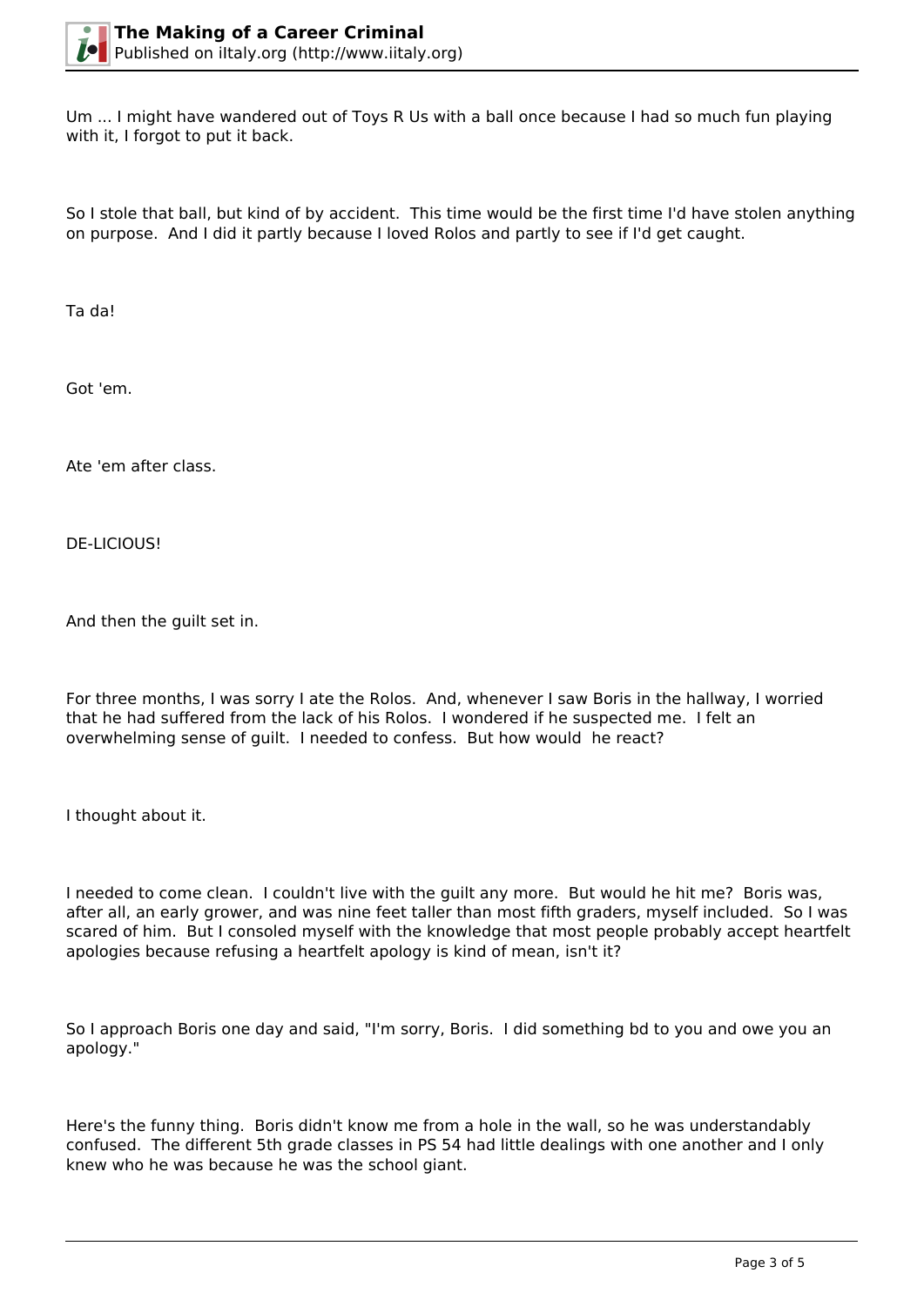Um ... I might have wandered out of Toys R Us with a ball once because I had so much fun playing with it, I forgot to put it back.

So I stole that ball, but kind of by accident. This time would be the first time I'd have stolen anything on purpose. And I did it partly because I loved Rolos and partly to see if I'd get caught.

Ta da!

Got 'em.

Ate 'em after class.

DE-LICIOUS!

And then the guilt set in.

For three months, I was sorry I ate the Rolos. And, whenever I saw Boris in the hallway, I worried that he had suffered from the lack of his Rolos. I wondered if he suspected me. I felt an overwhelming sense of guilt. I needed to confess. But how would he react?

I thought about it.

I needed to come clean. I couldn't live with the guilt any more. But would he hit me? Boris was, after all, an early grower, and was nine feet taller than most fifth graders, myself included. So I was scared of him. But I consoled myself with the knowledge that most people probably accept heartfelt apologies because refusing a heartfelt apology is kind of mean, isn't it?

So I approach Boris one day and said, "I'm sorry, Boris. I did something bd to you and owe you an apology."

Here's the funny thing. Boris didn't know me from a hole in the wall, so he was understandably confused. The different 5th grade classes in PS 54 had little dealings with one another and I only knew who he was because he was the school giant.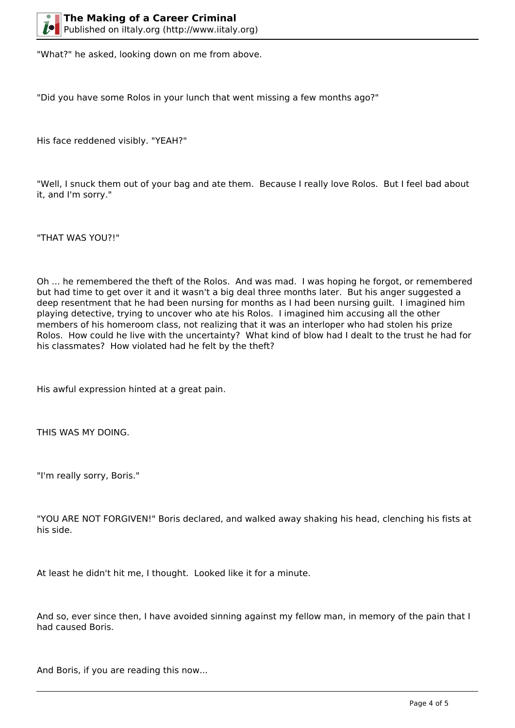"What?" he asked, looking down on me from above.

"Did you have some Rolos in your lunch that went missing a few months ago?"

His face reddened visibly. "YEAH?"

"Well, I snuck them out of your bag and ate them.  Because I really love Rolos.  But I feel bad about it, and I'm sorry."

"THAT WAS YOU?!"

Oh ... he remembered the theft of the Rolos.  And was mad.  I was hoping he forgot, or remembered but had time to get over it and it wasn't a big deal three months later.  But his anger suggested a deep resentment that he had been nursing for months as I had been nursing guilt.  I imagined him playing detective, trying to uncover who ate his Rolos.  I imagined him accusing all the other members of his homeroom class, not realizing that it was an interloper who had stolen his prize Rolos.  How could he live with the uncertainty?  What kind of blow had I dealt to the trust he had for his classmates?  How violated had he felt by the theft?

His awful expression hinted at a great pain.

THIS WAS MY DOING.

"I'm really sorry, Boris."

"YOU ARE NOT FORGIVEN!" Boris declared, and walked away shaking his head, clenching his fists at his side.

At least he didn't hit me, I thought.  Looked like it for a minute.

And so, ever since then, I have avoided sinning against my fellow man, in memory of the pain that I had caused Boris.

And Boris, if you are reading this now...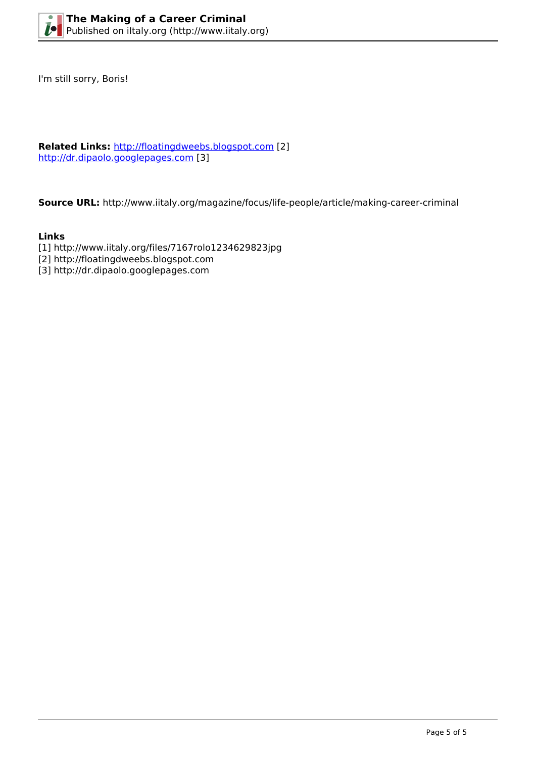I'm still sorry, Boris!

**Related Links:** http://floatingdweebs.blogspot.com [2]
http://dr.dipaolo.googlepages.com [3]

**Source URL:** http://www.iitaly.org/magazine/focus/life-people/article/making-career-criminal

**Links**
[1] http://www.iitaly.org/files/7167rolo1234629823jpg
[2] http://floatingdweebs.blogspot.com
[3] http://dr.dipaolo.googlepages.com